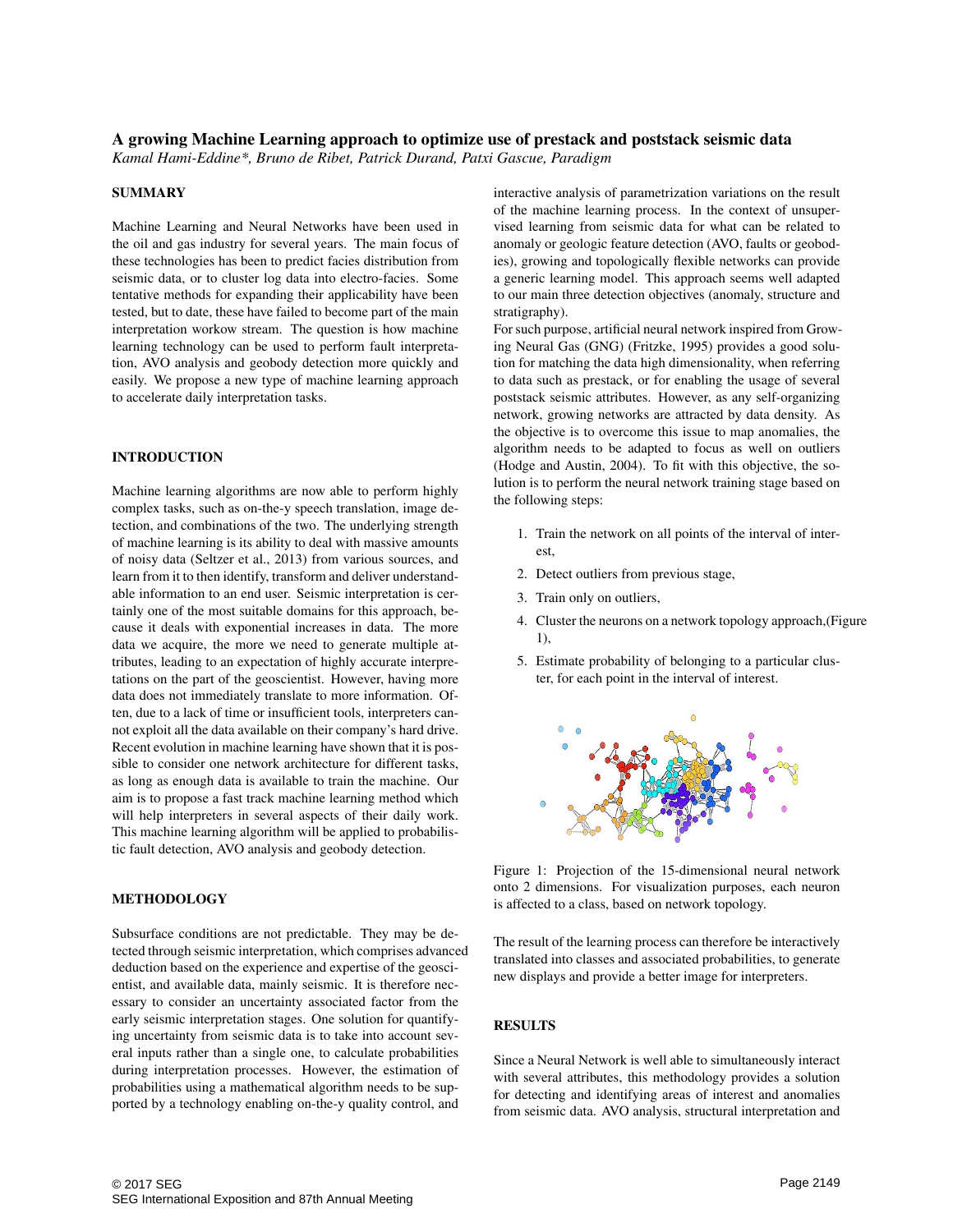# A growing Machine Learning approach to optimize use of prestack and poststack seismic data

*Kamal Hami-Eddine\*, Bruno de Ribet, Patrick Durand, Patxi Gascue, Paradigm*

## SUMMARY

Machine Learning and Neural Networks have been used in the oil and gas industry for several years. The main focus of these technologies has been to predict facies distribution from seismic data, or to cluster log data into electro-facies. Some tentative methods for expanding their applicability have been tested, but to date, these have failed to become part of the main interpretation workow stream. The question is how machine learning technology can be used to perform fault interpretation, AVO analysis and geobody detection more quickly and easily. We propose a new type of machine learning approach to accelerate daily interpretation tasks.

## INTRODUCTION

Machine learning algorithms are now able to perform highly complex tasks, such as on-the-y speech translation, image detection, and combinations of the two. The underlying strength of machine learning is its ability to deal with massive amounts of noisy data (Seltzer et al., 2013) from various sources, and learn from it to then identify, transform and deliver understandable information to an end user. Seismic interpretation is certainly one of the most suitable domains for this approach, because it deals with exponential increases in data. The more data we acquire, the more we need to generate multiple attributes, leading to an expectation of highly accurate interpretations on the part of the geoscientist. However, having more data does not immediately translate to more information. Often, due to a lack of time or insufficient tools, interpreters cannot exploit all the data available on their company's hard drive. Recent evolution in machine learning have shown that it is possible to consider one network architecture for different tasks, as long as enough data is available to train the machine. Our aim is to propose a fast track machine learning method which will help interpreters in several aspects of their daily work. This machine learning algorithm will be applied to probabilistic fault detection, AVO analysis and geobody detection.

## METHODOLOGY

Subsurface conditions are not predictable. They may be detected through seismic interpretation, which comprises advanced deduction based on the experience and expertise of the geoscientist, and available data, mainly seismic. It is therefore necessary to consider an uncertainty associated factor from the early seismic interpretation stages. One solution for quantifying uncertainty from seismic data is to take into account several inputs rather than a single one, to calculate probabilities during interpretation processes. However, the estimation of probabilities using a mathematical algorithm needs to be supported by a technology enabling on-the-y quality control, and interactive analysis of parametrization variations on the result of the machine learning process. In the context of unsupervised learning from seismic data for what can be related to anomaly or geologic feature detection (AVO, faults or geobodies), growing and topologically flexible networks can provide a generic learning model. This approach seems well adapted to our main three detection objectives (anomaly, structure and stratigraphy).

For such purpose, artificial neural network inspired from Growing Neural Gas (GNG) (Fritzke, 1995) provides a good solution for matching the data high dimensionality, when referring to data such as prestack, or for enabling the usage of several poststack seismic attributes. However, as any self-organizing network, growing networks are attracted by data density. As the objective is to overcome this issue to map anomalies, the algorithm needs to be adapted to focus as well on outliers (Hodge and Austin, 2004). To fit with this objective, the solution is to perform the neural network training stage based on the following steps:

1. Train the network on all points of the interval of interest,
2. Detect outliers from previous stage,
3. Train only on outliers,
4. Cluster the neurons on a network topology approach,(Figure 1),
5. Estimate probability of belonging to a particular cluster, for each point in the interval of interest.

Figure 1: Projection of the 15-dimensional neural network onto 2 dimensions. For visualization purposes, each neuron is affected to a class, based on network topology.

The result of the learning process can therefore be interactively translated into classes and associated probabilities, to generate new displays and provide a better image for interpreters.

## RESULTS

Since a Neural Network is well able to simultaneously interact with several attributes, this methodology provides a solution for detecting and identifying areas of interest and anomalies from seismic data. AVO analysis, structural interpretation and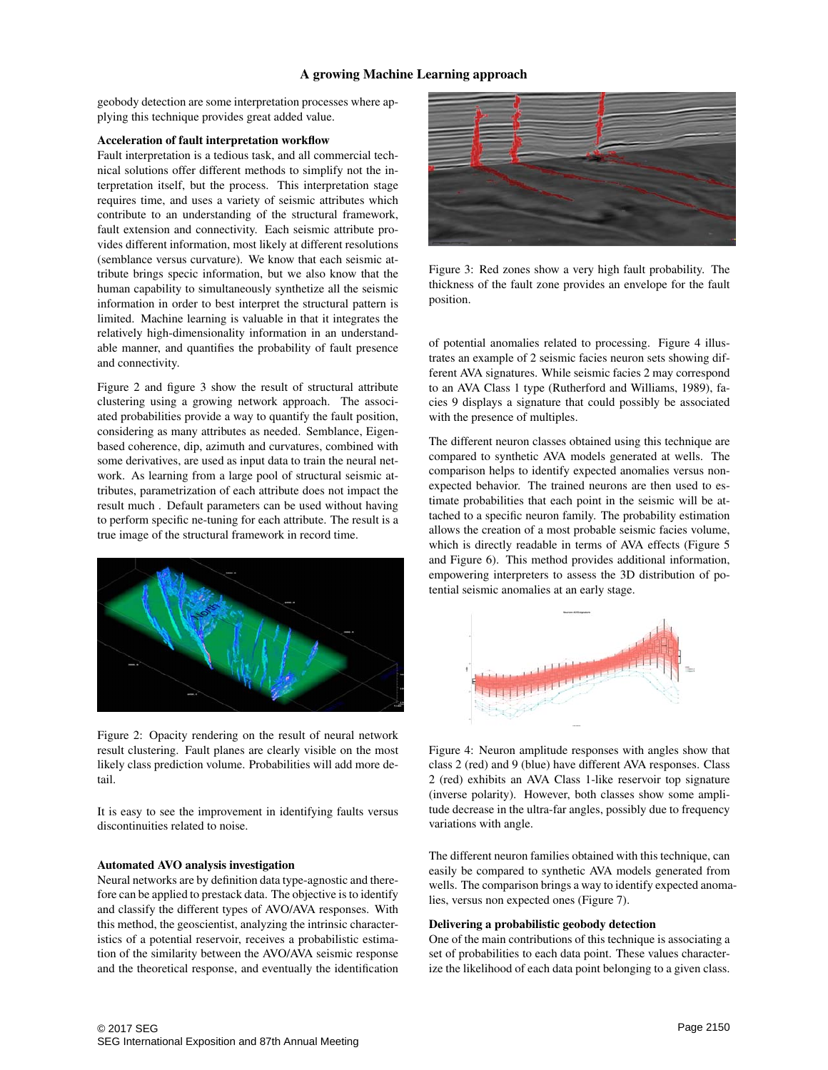geobody detection are some interpretation processes where applying this technique provides great added value.

### Acceleration of fault interpretation workflow

Fault interpretation is a tedious task, and all commercial technical solutions offer different methods to simplify not the interpretation itself, but the process. This interpretation stage requires time, and uses a variety of seismic attributes which contribute to an understanding of the structural framework, fault extension and connectivity. Each seismic attribute provides different information, most likely at different resolutions (semblance versus curvature). We know that each seismic attribute brings specic information, but we also know that the human capability to simultaneously synthetize all the seismic information in order to best interpret the structural pattern is limited. Machine learning is valuable in that it integrates the relatively high-dimensionality information in an understandable manner, and quantifies the probability of fault presence and connectivity.

Figure 2 and figure 3 show the result of structural attribute clustering using a growing network approach. The associated probabilities provide a way to quantify the fault position, considering as many attributes as needed. Semblance, Eigen-based coherence, dip, azimuth and curvatures, combined with some derivatives, are used as input data to train the neural network. As learning from a large pool of structural seismic attributes, parametrization of each attribute does not impact the result much . Default parameters can be used without having to perform specific ne-tuning for each attribute. The result is a true image of the structural framework in record time.

Figure 2: Opacity rendering on the result of neural network result clustering. Fault planes are clearly visible on the most likely class prediction volume. Probabilities will add more detail.

It is easy to see the improvement in identifying faults versus discontinuities related to noise.

### Automated AVO analysis investigation

Neural networks are by definition data type-agnostic and therefore can be applied to prestack data. The objective is to identify and classify the different types of AVO/AVA responses. With this method, the geoscientist, analyzing the intrinsic characteristics of a potential reservoir, receives a probabilistic estimation of the similarity between the AVO/AVA seismic response and the theoretical response, and eventually the identification

Figure 3: Red zones show a very high fault probability. The thickness of the fault zone provides an envelope for the fault position.

of potential anomalies related to processing. Figure 4 illustrates an example of 2 seismic facies neuron sets showing different AVA signatures. While seismic facies 2 may correspond to an AVA Class 1 type (Rutherford and Williams, 1989), facies 9 displays a signature that could possibly be associated with the presence of multiples.

The different neuron classes obtained using this technique are compared to synthetic AVA models generated at wells. The comparison helps to identify expected anomalies versus non-expected behavior. The trained neurons are then used to estimate probabilities that each point in the seismic will be attached to a specific neuron family. The probability estimation allows the creation of a most probable seismic facies volume, which is directly readable in terms of AVA effects (Figure 5 and Figure 6). This method provides additional information, empowering interpreters to assess the 3D distribution of potential seismic anomalies at an early stage.

Figure 4: Neuron amplitude responses with angles show that class 2 (red) and 9 (blue) have different AVA responses. Class 2 (red) exhibits an AVA Class 1-like reservoir top signature (inverse polarity). However, both classes show some amplitude decrease in the ultra-far angles, possibly due to frequency variations with angle.

The different neuron families obtained with this technique, can easily be compared to synthetic AVA models generated from wells. The comparison brings a way to identify expected anomalies, versus non expected ones (Figure 7).

### Delivering a probabilistic geobody detection

One of the main contributions of this technique is associating a set of probabilities to each data point. These values characterize the likelihood of each data point belonging to a given class.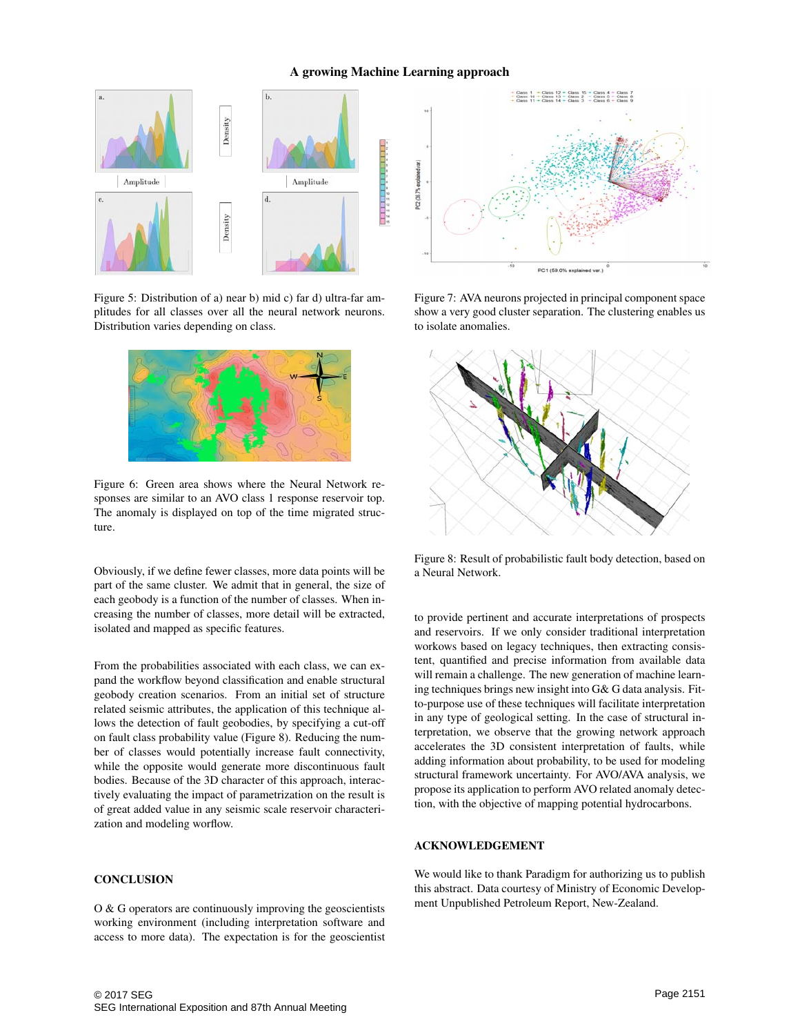Figure 5: Distribution of a) near b) mid c) far d) ultra-far amplitudes for all classes over all the neural network neurons. Distribution varies depending on class.

Figure 6: Green area shows where the Neural Network responses are similar to an AVO class 1 response reservoir top. The anomaly is displayed on top of the time migrated structure.

Obviously, if we define fewer classes, more data points will be part of the same cluster. We admit that in general, the size of each geobody is a function of the number of classes. When increasing the number of classes, more detail will be extracted, isolated and mapped as specific features.

From the probabilities associated with each class, we can expand the workflow beyond classification and enable structural geobody creation scenarios. From an initial set of structure related seismic attributes, the application of this technique allows the detection of fault geobodies, by specifying a cut-off on fault class probability value (Figure 8). Reducing the number of classes would potentially increase fault connectivity, while the opposite would generate more discontinuous fault bodies. Because of the 3D character of this approach, interactively evaluating the impact of parametrization on the result is of great added value in any seismic scale reservoir characterization and modeling worflow.

## CONCLUSION

O & G operators are continuously improving the geoscientists working environment (including interpretation software and access to more data). The expectation is for the geoscientist

Figure 7: AVA neurons projected in principal component space show a very good cluster separation. The clustering enables us to isolate anomalies.

Figure 8: Result of probabilistic fault body detection, based on a Neural Network.

to provide pertinent and accurate interpretations of prospects and reservoirs. If we only consider traditional interpretation workows based on legacy techniques, then extracting consistent, quantified and precise information from available data will remain a challenge. The new generation of machine learning techniques brings new insight into G& G data analysis. Fit-to-purpose use of these techniques will facilitate interpretation in any type of geological setting. In the case of structural interpretation, we observe that the growing network approach accelerates the 3D consistent interpretation of faults, while adding information about probability, to be used for modeling structural framework uncertainty. For AVO/AVA analysis, we propose its application to perform AVO related anomaly detection, with the objective of mapping potential hydrocarbons.

## ACKNOWLEDGEMENT

We would like to thank Paradigm for authorizing us to publish this abstract. Data courtesy of Ministry of Economic Development Unpublished Petroleum Report, New-Zealand.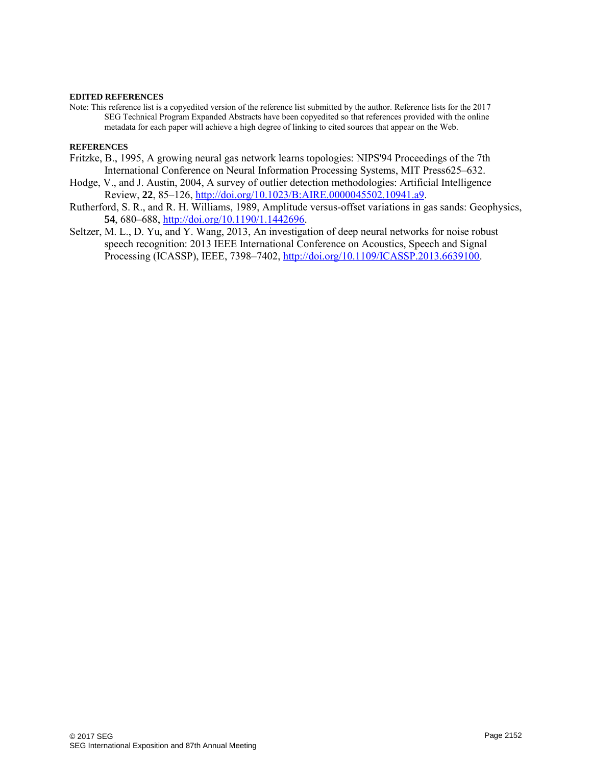#### EDITED REFERENCES

Note: This reference list is a copyedited version of the reference list submitted by the author. Reference lists for the 2017 SEG Technical Program Expanded Abstracts have been copyedited so that references provided with the online metadata for each paper will achieve a high degree of linking to cited sources that appear on the Web.

#### REFERENCES

Fritzke, B., 1995, A growing neural gas network learns topologies: NIPS'94 Proceedings of the 7th International Conference on Neural Information Processing Systems, MIT Press625–632.

Hodge, V., and J. Austin, 2004, A survey of outlier detection methodologies: Artificial Intelligence Review, **22**, 85–126, http://doi.org/10.1023/B:AIRE.0000045502.10941.a9.

Rutherford, S. R., and R. H. Williams, 1989, Amplitude versus-offset variations in gas sands: Geophysics, **54**, 680–688, http://doi.org/10.1190/1.1442696.

Seltzer, M. L., D. Yu, and Y. Wang, 2013, An investigation of deep neural networks for noise robust speech recognition: 2013 IEEE International Conference on Acoustics, Speech and Signal Processing (ICASSP), IEEE, 7398–7402, http://doi.org/10.1109/ICASSP.2013.6639100.